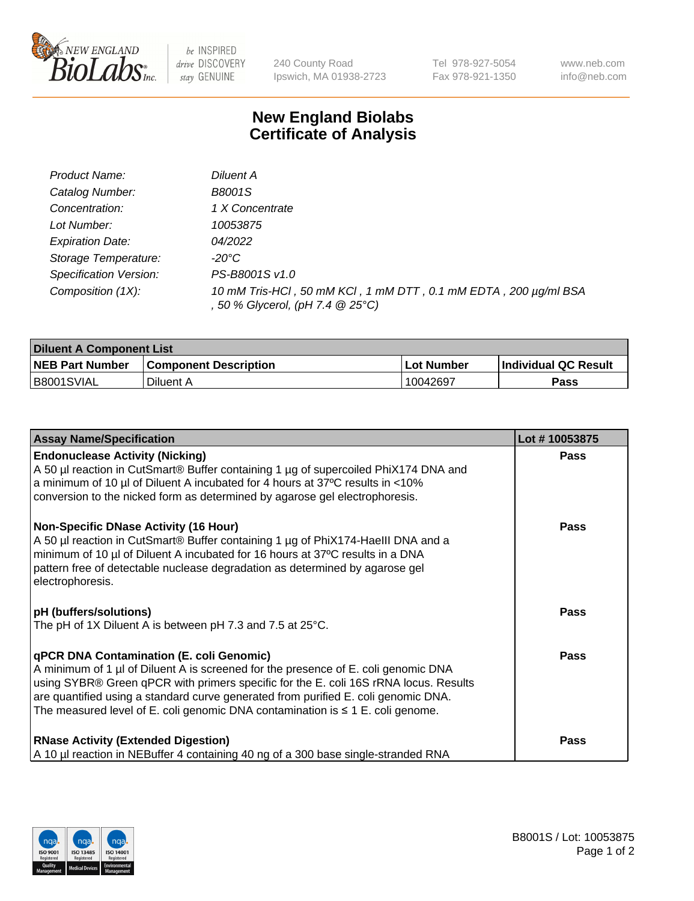240 County Road
Ipswich, MA 01938-2723

Tel 978-927-5054
Fax 978-921-1350

www.neb.com
info@neb.com

# New England Biolabs
# Certificate of Analysis

| | |
|---|---|
| *Product Name:* | *Diluent A* |
| *Catalog Number:* | *B8001S* |
| *Concentration:* | *1 X Concentrate* |
| *Lot Number:* | *10053875* |
| *Expiration Date:* | *04/2022* |
| *Storage Temperature:* | *-20°C* |
| *Specification Version:* | *PS-B8001S v1.0* |
| *Composition (1X):* | *10 mM Tris-HCl , 50 mM KCl , 1 mM DTT , 0.1 mM EDTA , 200 µg/ml BSA , 50 % Glycerol, (pH 7.4 @ 25°C)* |

| **Diluent A Component List** | | | |
|---|---|---|---|
| **NEB Part Number** | **Component Description** | **Lot Number** | **Individual QC Result** |
| B8001SVIAL | Diluent A | 10042697 | **Pass** |

| **Assay Name/Specification** | **Lot # 10053875** |
|---|---|
| **Endonuclease Activity (Nicking)**<br>A 50 µl reaction in CutSmart® Buffer containing 1 µg of supercoiled PhiX174 DNA and a minimum of 10 µl of Diluent A incubated for 4 hours at 37ºC results in <10% conversion to the nicked form as determined by agarose gel electrophoresis. | **Pass** |
| **Non-Specific DNase Activity (16 Hour)**<br>A 50 µl reaction in CutSmart® Buffer containing 1 µg of PhiX174-HaeIII DNA and a minimum of 10 µl of Diluent A incubated for 16 hours at 37ºC results in a DNA pattern free of detectable nuclease degradation as determined by agarose gel electrophoresis. | **Pass** |
| **pH (buffers/solutions)**<br>The pH of 1X Diluent A is between pH 7.3 and 7.5 at 25°C. | **Pass** |
| **qPCR DNA Contamination (E. coli Genomic)**<br>A minimum of 1 µl of Diluent A is screened for the presence of E. coli genomic DNA using SYBR® Green qPCR with primers specific for the E. coli 16S rRNA locus. Results are quantified using a standard curve generated from purified E. coli genomic DNA. The measured level of E. coli genomic DNA contamination is ≤ 1 E. coli genome. | **Pass** |
| **RNase Activity (Extended Digestion)**<br>A 10 µl reaction in NEBuffer 4 containing 40 ng of a 300 base single-stranded RNA | **Pass** |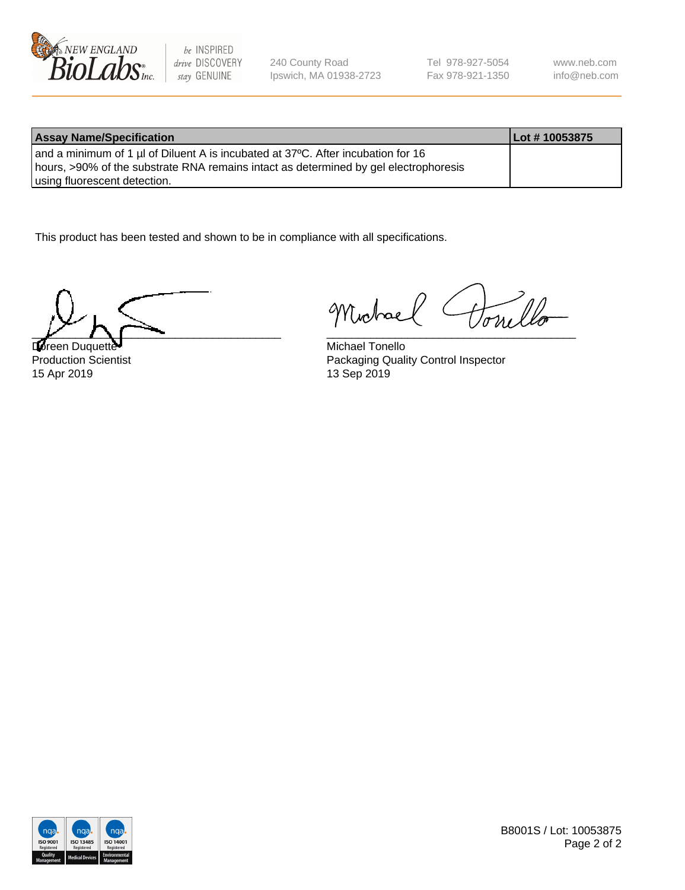| Assay Name/Specification | Lot # 10053875 |
|---|---|
| and a minimum of 1 µl of Diluent A is incubated at 37ºC. After incubation for 16 hours, >90% of the substrate RNA remains intact as determined by gel electrophoresis using fluorescent detection. | |

This product has been tested and shown to be in compliance with all specifications.

Doreen Duquette
Production Scientist
15 Apr 2019

Michael Tonello
Packaging Quality Control Inspector
13 Sep 2019

B8001S / Lot: 10053875